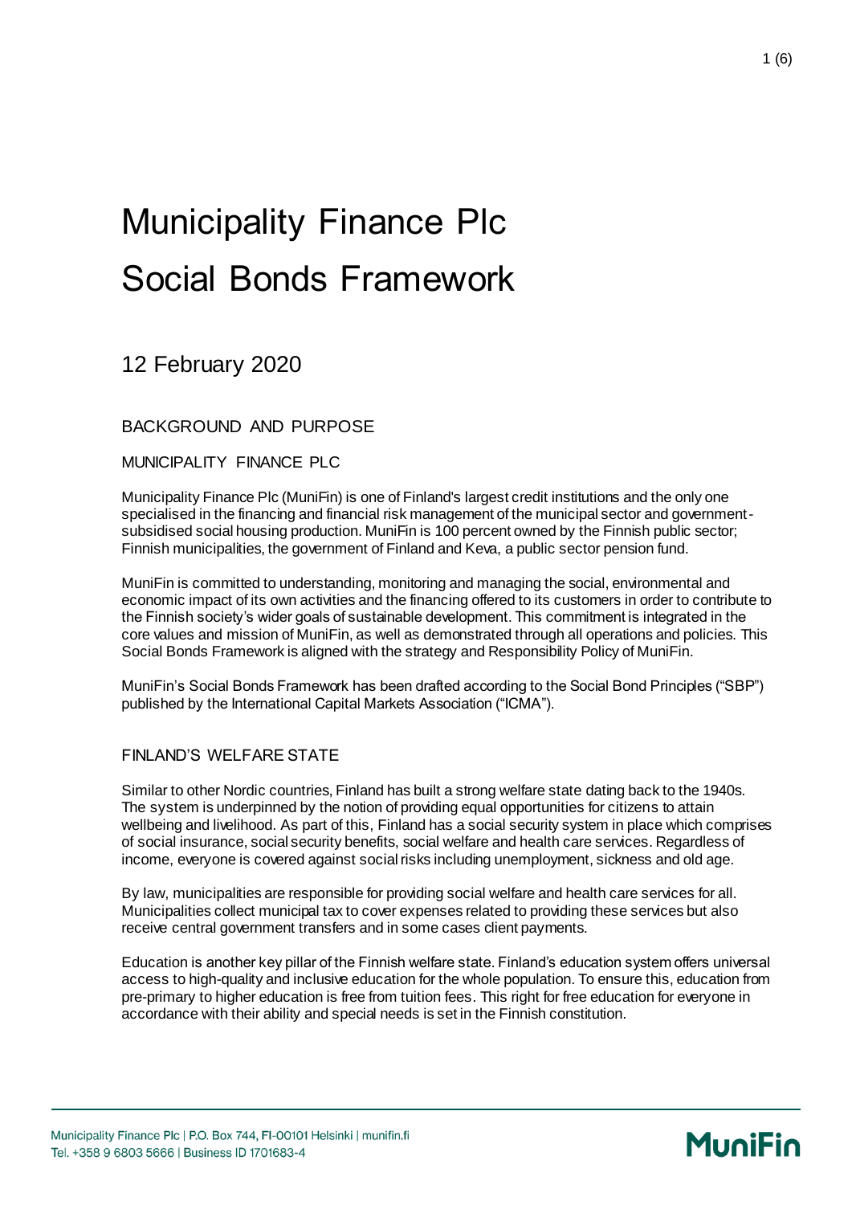# Municipality Finance Plc Social Bonds Framework

## 12 February 2020

### BACKGROUND AND PURPOSE

#### MUNICIPALITY FINANCE PLC

Municipality Finance Plc (MuniFin) is one of Finland's largest credit institutions and the only one specialised in the financing and financial risk management of the municipal sector and government-subsidised social housing production. MuniFin is 100 percent owned by the Finnish public sector; Finnish municipalities, the government of Finland and Keva, a public sector pension fund.

MuniFin is committed to understanding, monitoring and managing the social, environmental and economic impact of its own activities and the financing offered to its customers in order to contribute to the Finnish society's wider goals of sustainable development. This commitment is integrated in the core values and mission of MuniFin, as well as demonstrated through all operations and policies. This Social Bonds Framework is aligned with the strategy and Responsibility Policy of MuniFin.

MuniFin's Social Bonds Framework has been drafted according to the Social Bond Principles ("SBP") published by the International Capital Markets Association ("ICMA").

#### FINLAND'S WELFARE STATE

Similar to other Nordic countries, Finland has built a strong welfare state dating back to the 1940s. The system is underpinned by the notion of providing equal opportunities for citizens to attain wellbeing and livelihood. As part of this, Finland has a social security system in place which comprises of social insurance, social security benefits, social welfare and health care services. Regardless of income, everyone is covered against social risks including unemployment, sickness and old age.

By law, municipalities are responsible for providing social welfare and health care services for all. Municipalities collect municipal tax to cover expenses related to providing these services but also receive central government transfers and in some cases client payments.

Education is another key pillar of the Finnish welfare state. Finland's education system offers universal access to high-quality and inclusive education for the whole population. To ensure this, education from pre-primary to higher education is free from tuition fees. This right for free education for everyone in accordance with their ability and special needs is set in the Finnish constitution.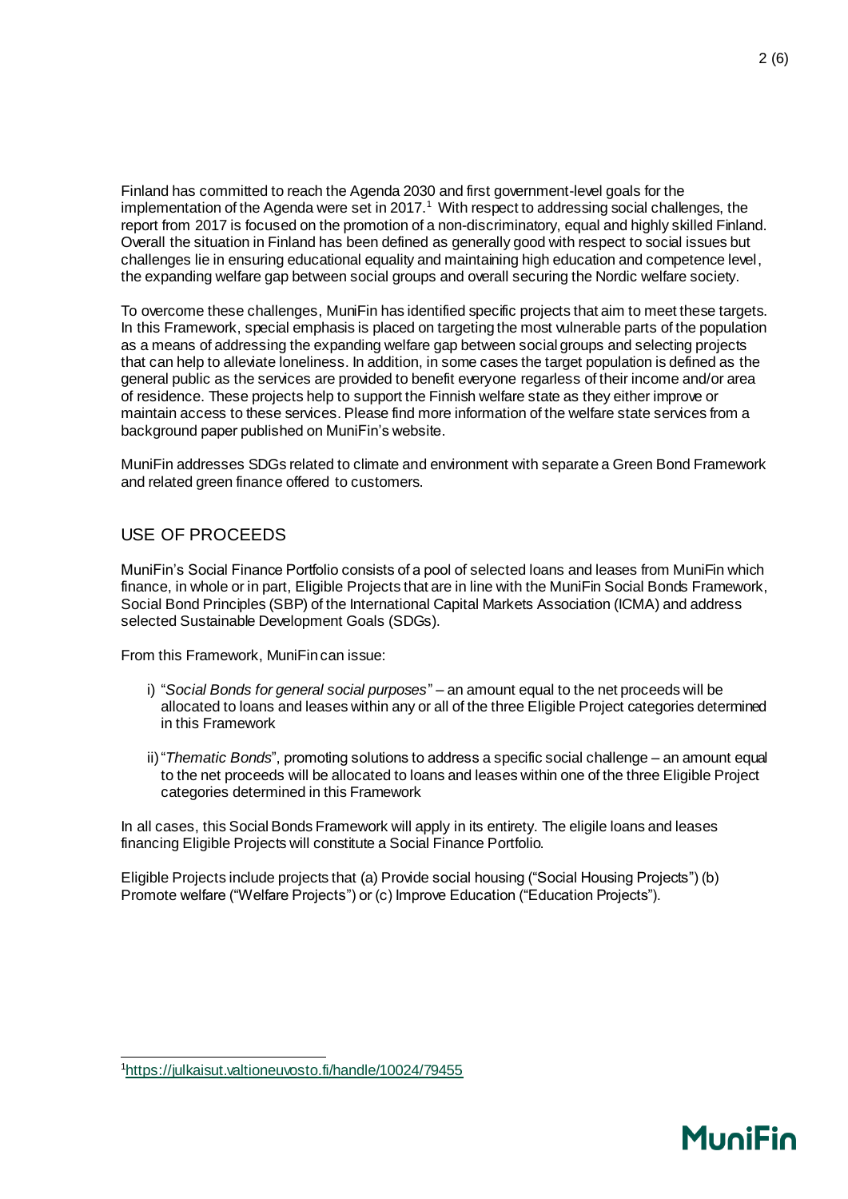Finland has committed to reach the Agenda 2030 and first government-level goals for the implementation of the Agenda were set in 2017.[1] With respect to addressing social challenges, the report from 2017 is focused on the promotion of a non-discriminatory, equal and highly skilled Finland. Overall the situation in Finland has been defined as generally good with respect to social issues but challenges lie in ensuring educational equality and maintaining high education and competence level, the expanding welfare gap between social groups and overall securing the Nordic welfare society.

To overcome these challenges, MuniFin has identified specific projects that aim to meet these targets. In this Framework, special emphasis is placed on targeting the most vulnerable parts of the population as a means of addressing the expanding welfare gap between social groups and selecting projects that can help to alleviate loneliness. In addition, in some cases the target population is defined as the general public as the services are provided to benefit everyone regarless of their income and/or area of residence. These projects help to support the Finnish welfare state as they either improve or maintain access to these services. Please find more information of the welfare state services from a background paper published on MuniFin's website.

MuniFin addresses SDGs related to climate and environment with separate a Green Bond Framework and related green finance offered to customers.

## USE OF PROCEEDS

MuniFin's Social Finance Portfolio consists of a pool of selected loans and leases from MuniFin which finance, in whole or in part, Eligible Projects that are in line with the MuniFin Social Bonds Framework, Social Bond Principles (SBP) of the International Capital Markets Association (ICMA) and address selected Sustainable Development Goals (SDGs).

From this Framework, MuniFin can issue:

i) "*Social Bonds for general social purposes*" – an amount equal to the net proceeds will be allocated to loans and leases within any or all of the three Eligible Project categories determined in this Framework

ii) "*Thematic Bonds*", promoting solutions to address a specific social challenge – an amount equal to the net proceeds will be allocated to loans and leases within one of the three Eligible Project categories determined in this Framework

In all cases, this Social Bonds Framework will apply in its entirety. The eligile loans and leases financing Eligible Projects will constitute a Social Finance Portfolio.

Eligible Projects include projects that (a) Provide social housing ("Social Housing Projects") (b) Promote welfare ("Welfare Projects") or (c) Improve Education ("Education Projects").

[1] https://julkaisut.valtioneuvosto.fi/handle/10024/79455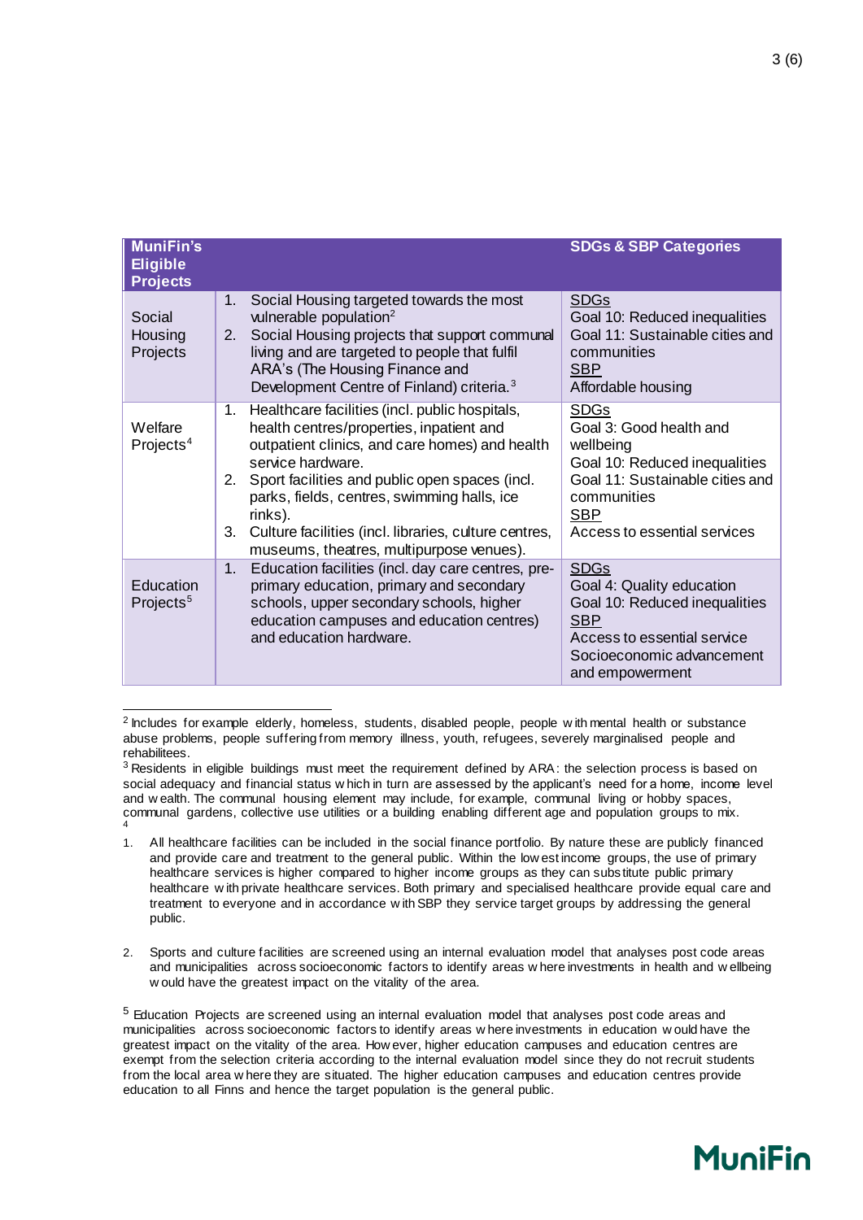| MuniFin's Eligible Projects | | SDGs & SBP Categories |
|---|---|---|
| Social Housing Projects | 1. Social Housing targeted towards the most vulnerable population[2]<br>2. Social Housing projects that support communal living and are targeted to people that fulfil ARA's (The Housing Finance and Development Centre of Finland) criteria.[3] | SDGs<br>Goal 10: Reduced inequalities<br>Goal 11: Sustainable cities and communities<br>SBP<br>Affordable housing |
| Welfare Projects[4] | 1. Healthcare facilities (incl. public hospitals, health centres/properties, inpatient and outpatient clinics, and care homes) and health service hardware.<br>2. Sport facilities and public open spaces (incl. parks, fields, centres, swimming halls, ice rinks).<br>3. Culture facilities (incl. libraries, culture centres, museums, theatres, multipurpose venues). | SDGs<br>Goal 3: Good health and wellbeing<br>Goal 10: Reduced inequalities<br>Goal 11: Sustainable cities and communities<br>SBP<br>Access to essential services |
| Education Projects[5] | 1. Education facilities (incl. day care centres, pre-primary education, primary and secondary schools, upper secondary schools, higher education campuses and education centres) and education hardware. | SDGs<br>Goal 4: Quality education<br>Goal 10: Reduced inequalities<br>SBP<br>Access to essential service<br>Socioeconomic advancement and empowerment |

[2] Includes for example elderly, homeless, students, disabled people, people with mental health or substance abuse problems, people suffering from memory illness, youth, refugees, severely marginalised people and rehabilitees.

[3] Residents in eligible buildings must meet the requirement defined by ARA: the selection process is based on social adequacy and financial status which in turn are assessed by the applicant's need for a home, income level and wealth. The communal housing element may include, for example, communal living or hobby spaces, communal gardens, collective use utilities or a building enabling different age and population groups to mix.

[4]

1. All healthcare facilities can be included in the social finance portfolio. By nature these are publicly financed and provide care and treatment to the general public. Within the lowest income groups, the use of primary healthcare services is higher compared to higher income groups as they can substitute public primary healthcare with private healthcare services. Both primary and specialised healthcare provide equal care and treatment to everyone and in accordance with SBP they service target groups by addressing the general public.

2. Sports and culture facilities are screened using an internal evaluation model that analyses post code areas and municipalities across socioeconomic factors to identify areas where investments in health and wellbeing would have the greatest impact on the vitality of the area.

[5] Education Projects are screened using an internal evaluation model that analyses post code areas and municipalities across socioeconomic factors to identify areas where investments in education would have the greatest impact on the vitality of the area. However, higher education campuses and education centres are exempt from the selection criteria according to the internal evaluation model since they do not recruit students from the local area where they are situated. The higher education campuses and education centres provide education to all Finns and hence the target population is the general public.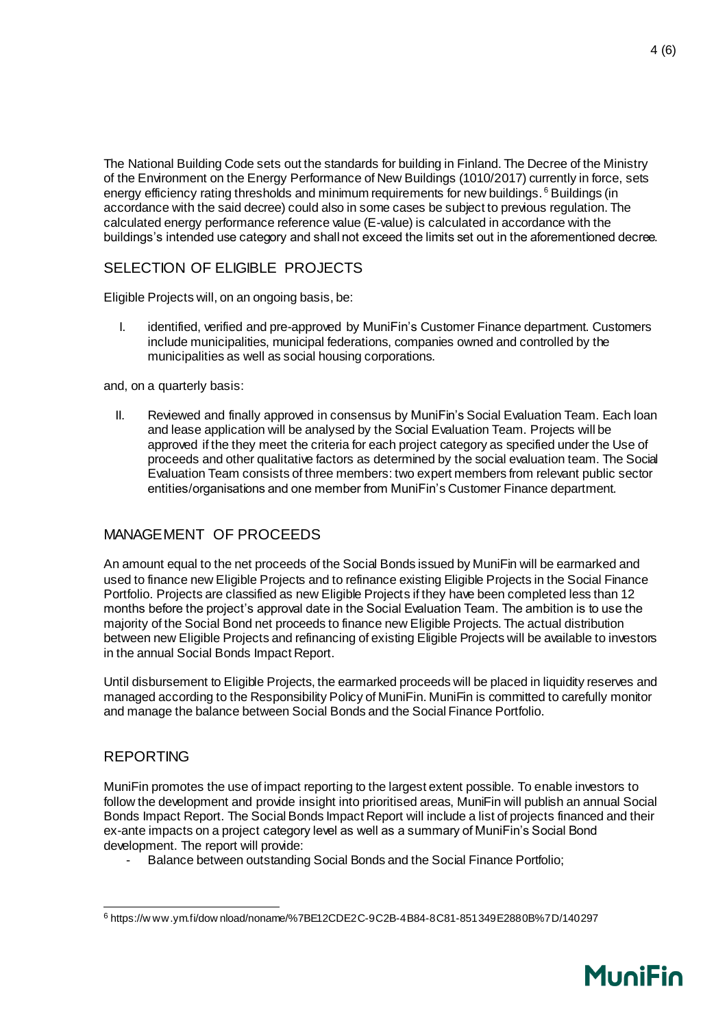The National Building Code sets out the standards for building in Finland. The Decree of the Ministry of the Environment on the Energy Performance of New Buildings (1010/2017) currently in force, sets energy efficiency rating thresholds and minimum requirements for new buildings.[6] Buildings (in accordance with the said decree) could also in some cases be subject to previous regulation. The calculated energy performance reference value (E-value) is calculated in accordance with the buildings's intended use category and shall not exceed the limits set out in the aforementioned decree.

## SELECTION OF ELIGIBLE PROJECTS

Eligible Projects will, on an ongoing basis, be:

I. identified, verified and pre-approved by MuniFin's Customer Finance department. Customers include municipalities, municipal federations, companies owned and controlled by the municipalities as well as social housing corporations.

and, on a quarterly basis:

II. Reviewed and finally approved in consensus by MuniFin's Social Evaluation Team. Each loan and lease application will be analysed by the Social Evaluation Team. Projects will be approved if the they meet the criteria for each project category as specified under the Use of proceeds and other qualitative factors as determined by the social evaluation team. The Social Evaluation Team consists of three members: two expert members from relevant public sector entities/organisations and one member from MuniFin's Customer Finance department.

## MANAGEMENT OF PROCEEDS

An amount equal to the net proceeds of the Social Bonds issued by MuniFin will be earmarked and used to finance new Eligible Projects and to refinance existing Eligible Projects in the Social Finance Portfolio. Projects are classified as new Eligible Projects if they have been completed less than 12 months before the project's approval date in the Social Evaluation Team. The ambition is to use the majority of the Social Bond net proceeds to finance new Eligible Projects. The actual distribution between new Eligible Projects and refinancing of existing Eligible Projects will be available to investors in the annual Social Bonds Impact Report.

Until disbursement to Eligible Projects, the earmarked proceeds will be placed in liquidity reserves and managed according to the Responsibility Policy of MuniFin. MuniFin is committed to carefully monitor and manage the balance between Social Bonds and the Social Finance Portfolio.

## REPORTING

MuniFin promotes the use of impact reporting to the largest extent possible. To enable investors to follow the development and provide insight into prioritised areas, MuniFin will publish an annual Social Bonds Impact Report. The Social Bonds Impact Report will include a list of projects financed and their ex-ante impacts on a project category level as well as a summary of MuniFin's Social Bond development. The report will provide:

- Balance between outstanding Social Bonds and the Social Finance Portfolio;

[6] https://www.ym.fi/download/noname/%7BE12CDE2C-9C2B-4B84-8C81-851349E2880B%7D/140297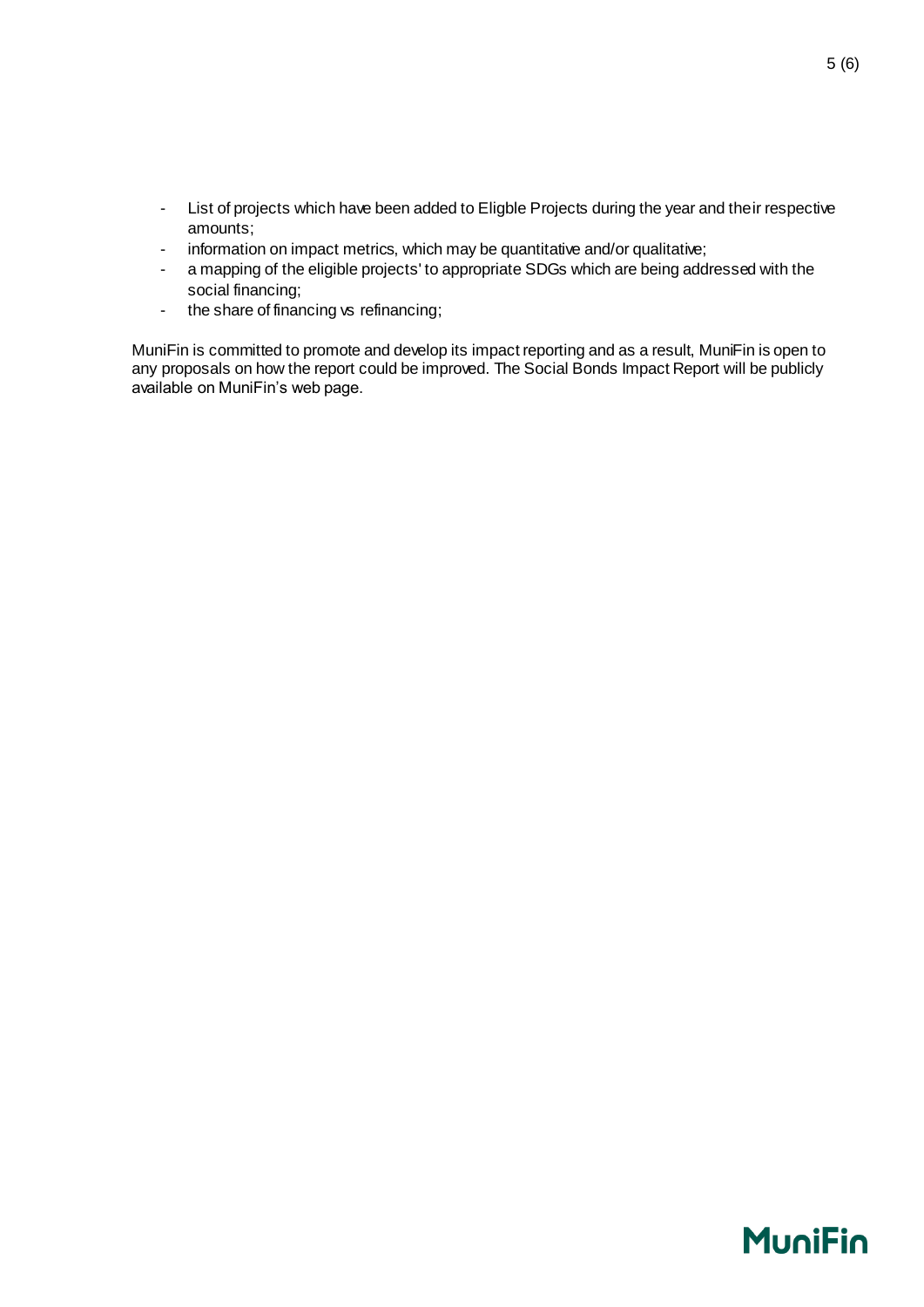- List of projects which have been added to Eligble Projects during the year and their respective amounts;
- information on impact metrics, which may be quantitative and/or qualitative;
- a mapping of the eligible projects' to appropriate SDGs which are being addressed with the social financing;
- the share of financing vs refinancing;

MuniFin is committed to promote and develop its impact reporting and as a result, MuniFin is open to any proposals on how the report could be improved. The Social Bonds Impact Report will be publicly available on MuniFin's web page.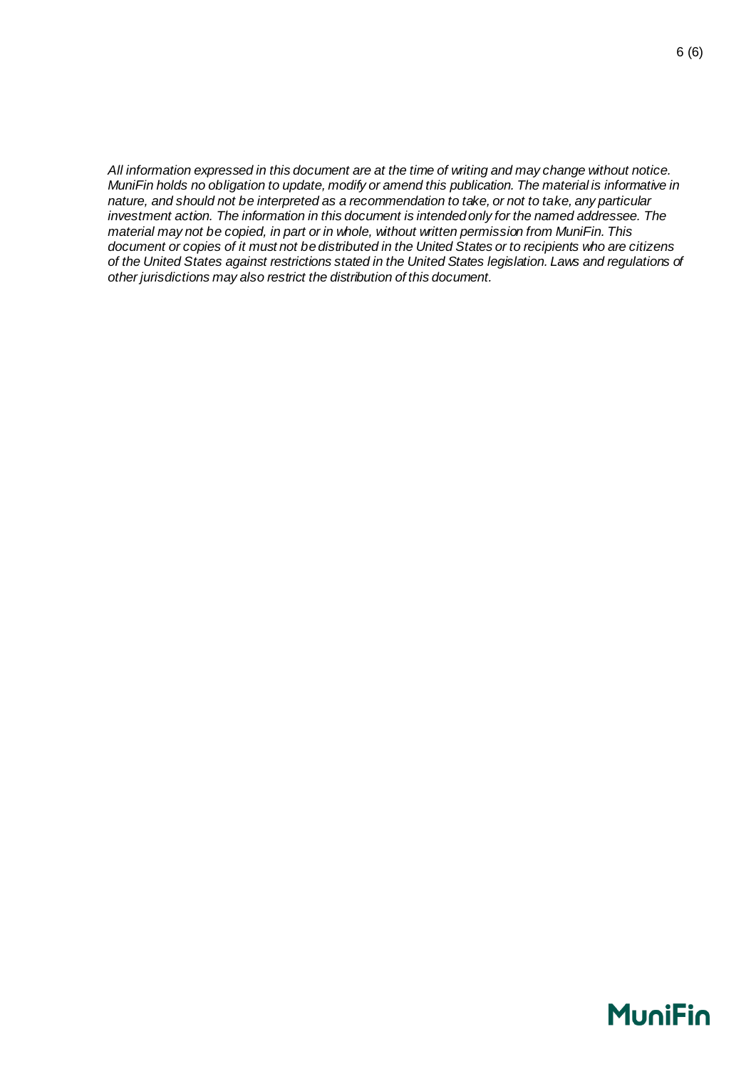*All information expressed in this document are at the time of writing and may change without notice. MuniFin holds no obligation to update, modify or amend this publication. The material is informative in nature, and should not be interpreted as a recommendation to take, or not to take, any particular investment action. The information in this document is intended only for the named addressee. The material may not be copied, in part or in whole, without written permission from MuniFin. This document or copies of it must not be distributed in the United States or to recipients who are citizens of the United States against restrictions stated in the United States legislation. Laws and regulations of other jurisdictions may also restrict the distribution of this document.*